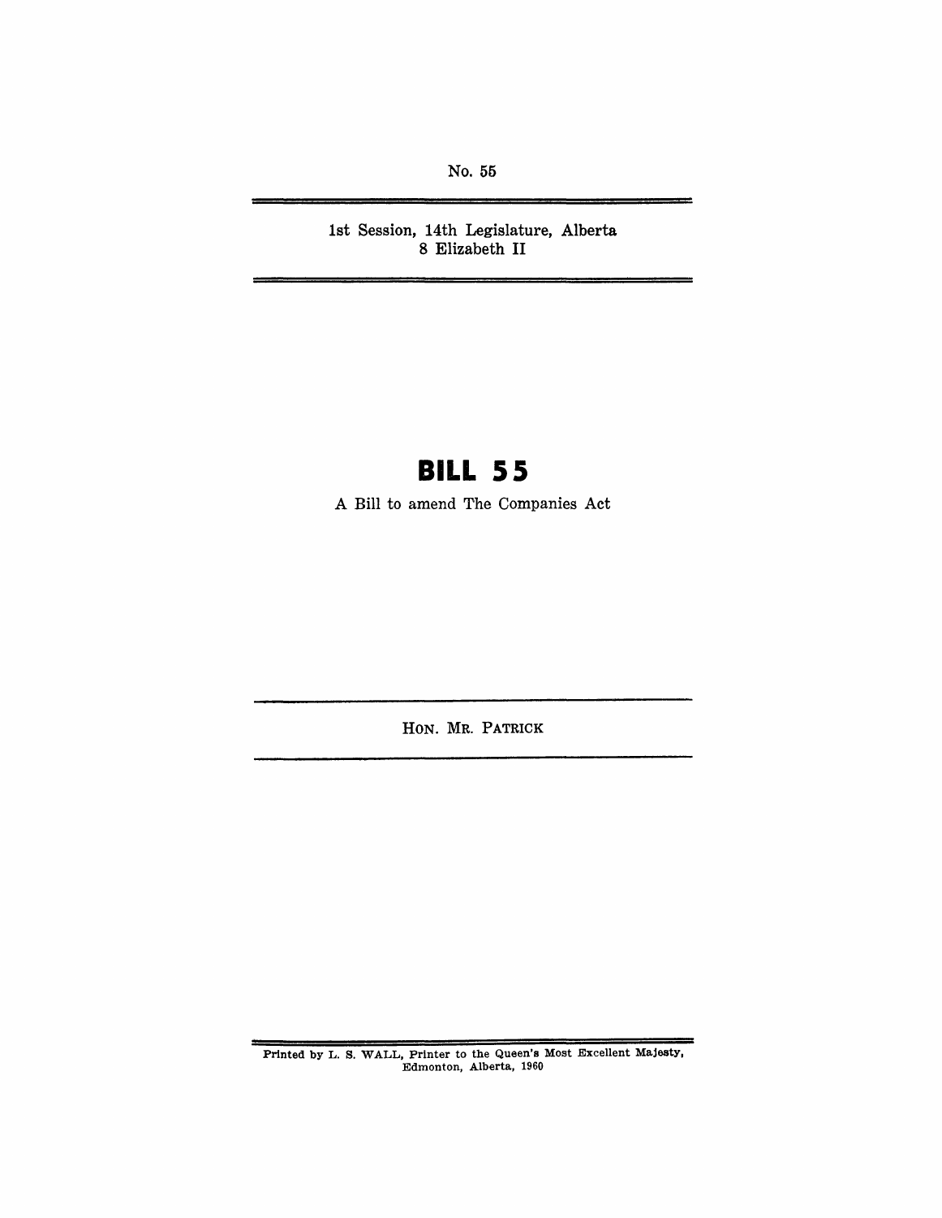No. 55

1st Session, 14th Legislature, Alberta
8 Elizabeth II

# BILL 55

A Bill to amend The Companies Act

HON. MR. PATRICK

Printed by L. S. WALL, Printer to the Queen's Most Excellent Majesty, Edmonton, Alberta, 1960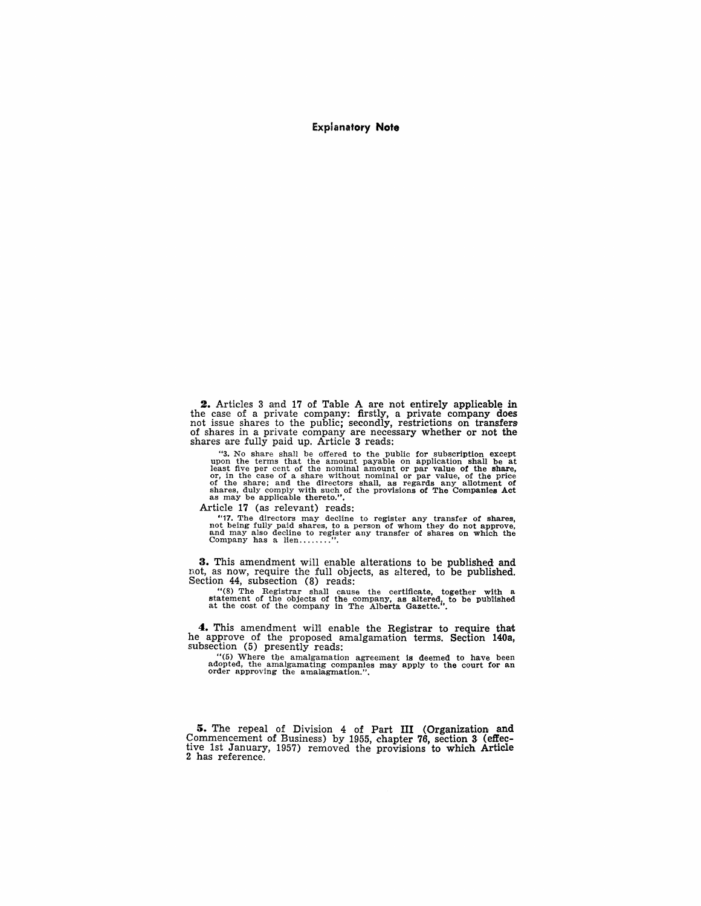## Explanatory Note

**2.** Articles 3 and 17 of Table A are not entirely applicable in the case of a private company: firstly, a private company does not issue shares to the public; secondly, restrictions on transfers of shares in a private company are necessary whether or not the shares are fully paid up. Article 3 reads:

> "3. No share shall be offered to the public for subscription except upon the terms that the amount payable on application shall be at least five per cent of the nominal amount or par value of the share, or, in the case of a share without nominal or par value, of the price of the share; and the directors shall, as regards any allotment of shares, duly comply with such of the provisions of The Companies Act as may be applicable thereto.".

Article 17 (as relevant) reads:

> "17. The directors may decline to register any transfer of shares, not being fully paid shares, to a person of whom they do not approve, and may also decline to register any transfer of shares on which the Company has a lien........".

**3.** This amendment will enable alterations to be published and not, as now, require the full objects, as altered, to be published. Section 44, subsection (8) reads:

> "(8) The Registrar shall cause the certificate, together with a statement of the objects of the company, as altered, to be published at the cost of the company in The Alberta Gazette.".

**4.** This amendment will enable the Registrar to require that he approve of the proposed amalgamation terms. Section 140a, subsection (5) presently reads:

> "(5) Where the amalgamation agreement is deemed to have been adopted, the amalgamating companies may apply to the court for an order approving the amalagmation.".

**5.** The repeal of Division 4 of Part III (Organization and Commencement of Business) by 1955, chapter 76, section 3 (effective 1st January, 1957) removed the provisions to which Article 2 has reference.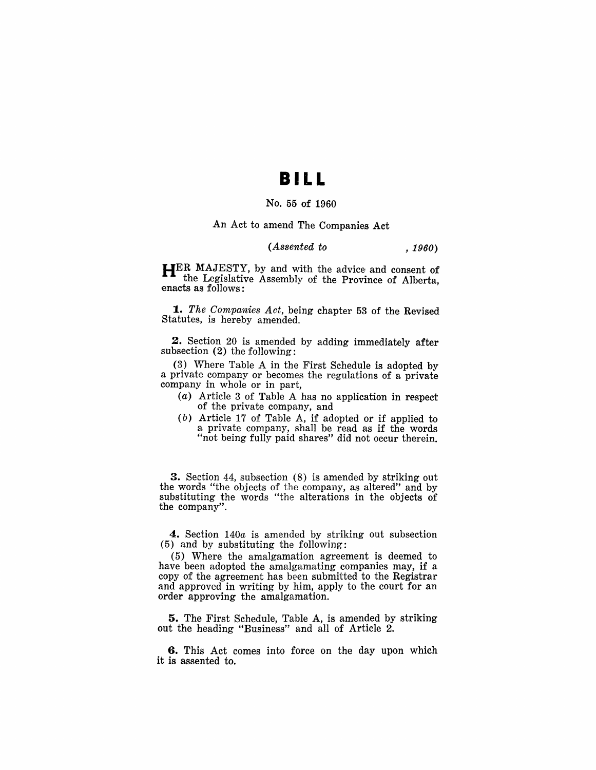# BILL

No. 55 of 1960

An Act to amend The Companies Act

*(Assented to , 1960)*

HER MAJESTY, by and with the advice and consent of the Legislative Assembly of the Province of Alberta, enacts as follows:

**1.** *The Companies Act,* being chapter 53 of the Revised Statutes, is hereby amended.

**2.** Section 20 is amended by adding immediately after subsection (2) the following:

(3) Where Table A in the First Schedule is adopted by a private company or becomes the regulations of a private company in whole or in part,

- (*a*) Article 3 of Table A has no application in respect of the private company, and
- (*b*) Article 17 of Table A, if adopted or if applied to a private company, shall be read as if the words "not being fully paid shares" did not occur therein.

**3.** Section 44, subsection (8) is amended by striking out the words "the objects of the company, as altered" and by substituting the words "the alterations in the objects of the company".

**4.** Section 140*a* is amended by striking out subsection (5) and by substituting the following:

(5) Where the amalgamation agreement is deemed to have been adopted the amalgamating companies may, if a copy of the agreement has been submitted to the Registrar and approved in writing by him, apply to the court for an order approving the amalgamation.

**5.** The First Schedule, Table A, is amended by striking out the heading "Business" and all of Article 2.

**6.** This Act comes into force on the day upon which it is assented to.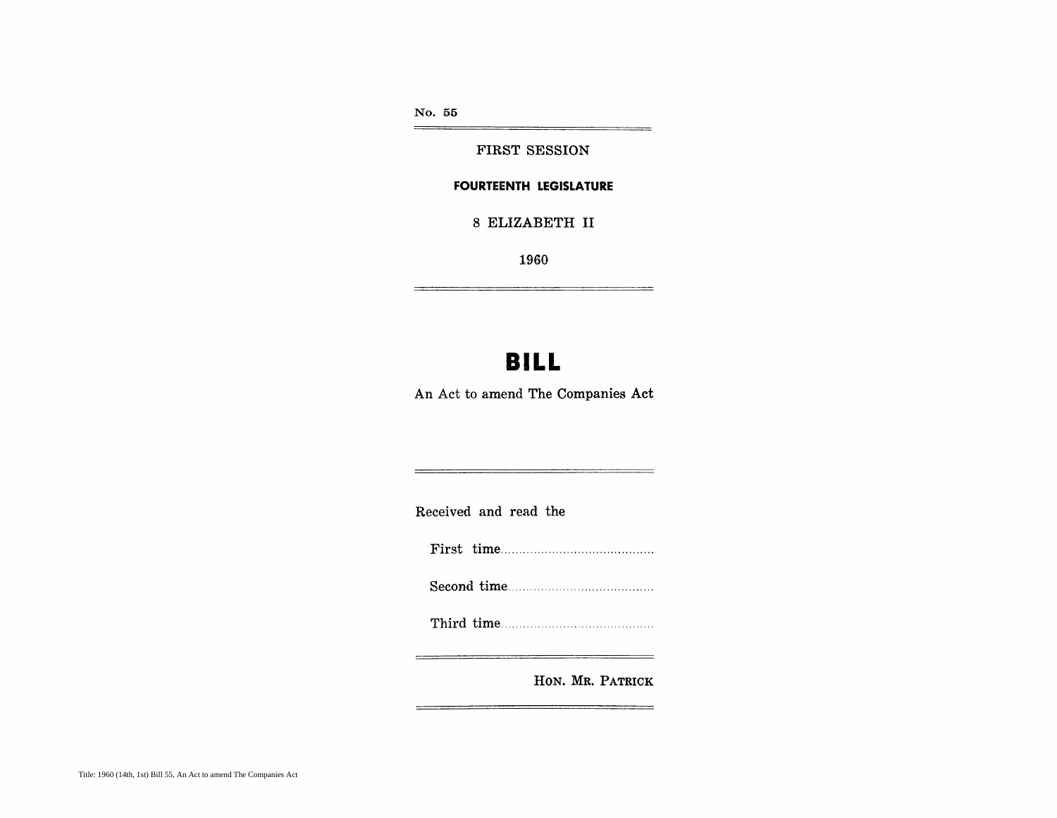No. 55

FIRST SESSION

**FOURTEENTH LEGISLATURE**

8 ELIZABETH II

1960

# BILL

An Act to amend The Companies Act

Received and read the

First time........................................

Second time........................................

Third time........................................

HON. MR. PATRICK

Title: 1960 (14th, 1st) Bill 55, An Act to amend The Companies Act